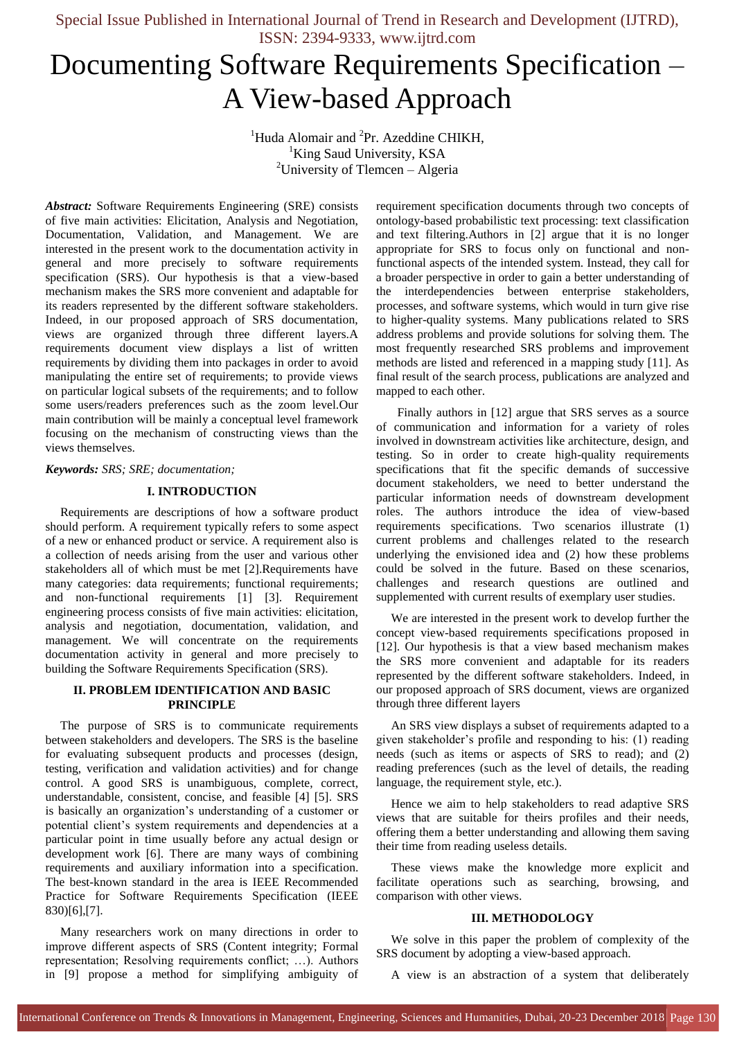# Documenting Software Requirements Specification – A View-based Approach

[1]Huda Alomair and [2]Pr. Azeddine CHIKH,
[1]King Saud University, KSA
[2]University of Tlemcen – Algeria

***Abstract:*** Software Requirements Engineering (SRE) consists of five main activities: Elicitation, Analysis and Negotiation, Documentation, Validation, and Management. We are interested in the present work to the documentation activity in general and more precisely to software requirements specification (SRS). Our hypothesis is that a view-based mechanism makes the SRS more convenient and adaptable for its readers represented by the different software stakeholders. Indeed, in our proposed approach of SRS documentation, views are organized through three different layers.A requirements document view displays a list of written requirements by dividing them into packages in order to avoid manipulating the entire set of requirements; to provide views on particular logical subsets of the requirements; and to follow some users/readers preferences such as the zoom level.Our main contribution will be mainly a conceptual level framework focusing on the mechanism of constructing views than the views themselves.

***Keywords:*** *SRS; SRE; documentation;*

## I. INTRODUCTION

Requirements are descriptions of how a software product should perform. A requirement typically refers to some aspect of a new or enhanced product or service. A requirement also is a collection of needs arising from the user and various other stakeholders all of which must be met [2].Requirements have many categories: data requirements; functional requirements; and non-functional requirements [1] [3]. Requirement engineering process consists of five main activities: elicitation, analysis and negotiation, documentation, validation, and management. We will concentrate on the requirements documentation activity in general and more precisely to building the Software Requirements Specification (SRS).

## II. PROBLEM IDENTIFICATION AND BASIC PRINCIPLE

The purpose of SRS is to communicate requirements between stakeholders and developers. The SRS is the baseline for evaluating subsequent products and processes (design, testing, verification and validation activities) and for change control. A good SRS is unambiguous, complete, correct, understandable, consistent, concise, and feasible [4] [5]. SRS is basically an organization's understanding of a customer or potential client's system requirements and dependencies at a particular point in time usually before any actual design or development work [6]. There are many ways of combining requirements and auxiliary information into a specification. The best-known standard in the area is IEEE Recommended Practice for Software Requirements Specification (IEEE 830)[6],[7].

Many researchers work on many directions in order to improve different aspects of SRS (Content integrity; Formal representation; Resolving requirements conflict; …). Authors in [9] propose a method for simplifying ambiguity of requirement specification documents through two concepts of ontology-based probabilistic text processing: text classification and text filtering.Authors in [2] argue that it is no longer appropriate for SRS to focus only on functional and non-functional aspects of the intended system. Instead, they call for a broader perspective in order to gain a better understanding of the interdependencies between enterprise stakeholders, processes, and software systems, which would in turn give rise to higher-quality systems. Many publications related to SRS address problems and provide solutions for solving them. The most frequently researched SRS problems and improvement methods are listed and referenced in a mapping study [11]. As final result of the search process, publications are analyzed and mapped to each other.

Finally authors in [12] argue that SRS serves as a source of communication and information for a variety of roles involved in downstream activities like architecture, design, and testing. So in order to create high-quality requirements specifications that fit the specific demands of successive document stakeholders, we need to better understand the particular information needs of downstream development roles. The authors introduce the idea of view-based requirements specifications. Two scenarios illustrate (1) current problems and challenges related to the research underlying the envisioned idea and (2) how these problems could be solved in the future. Based on these scenarios, challenges and research questions are outlined and supplemented with current results of exemplary user studies.

We are interested in the present work to develop further the concept view-based requirements specifications proposed in [12]. Our hypothesis is that a view based mechanism makes the SRS more convenient and adaptable for its readers represented by the different software stakeholders. Indeed, in our proposed approach of SRS document, views are organized through three different layers

An SRS view displays a subset of requirements adapted to a given stakeholder's profile and responding to his: (1) reading needs (such as items or aspects of SRS to read); and (2) reading preferences (such as the level of details, the reading language, the requirement style, etc.).

Hence we aim to help stakeholders to read adaptive SRS views that are suitable for theirs profiles and their needs, offering them a better understanding and allowing them saving their time from reading useless details.

These views make the knowledge more explicit and facilitate operations such as searching, browsing, and comparison with other views.

## III. METHODOLOGY

We solve in this paper the problem of complexity of the SRS document by adopting a view-based approach.

A view is an abstraction of a system that deliberately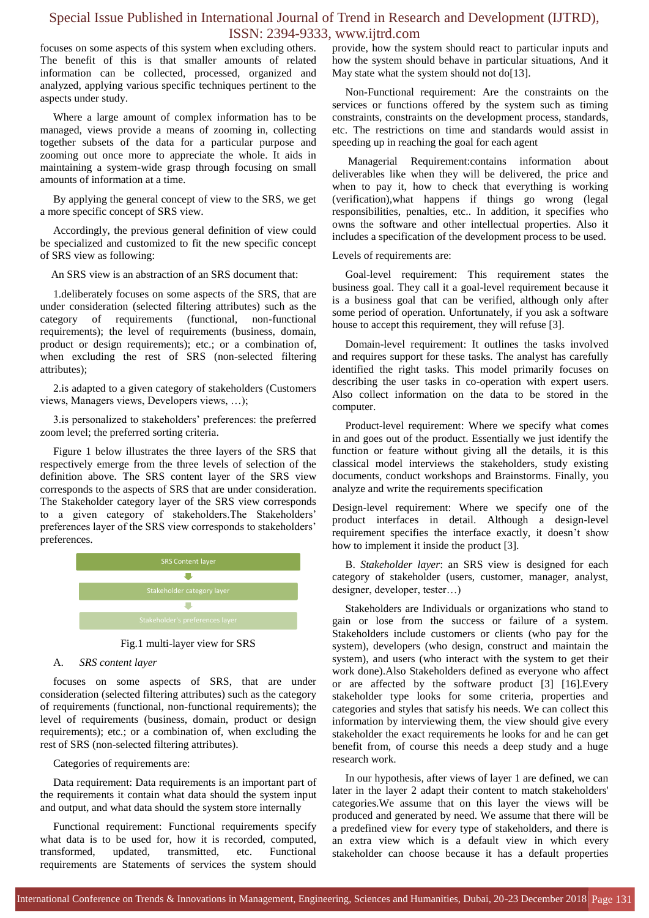focuses on some aspects of this system when excluding others. The benefit of this is that smaller amounts of related information can be collected, processed, organized and analyzed, applying various specific techniques pertinent to the aspects under study.

Where a large amount of complex information has to be managed, views provide a means of zooming in, collecting together subsets of the data for a particular purpose and zooming out once more to appreciate the whole. It aids in maintaining a system-wide grasp through focusing on small amounts of information at a time.

By applying the general concept of view to the SRS, we get a more specific concept of SRS view.

Accordingly, the previous general definition of view could be specialized and customized to fit the new specific concept of SRS view as following:

An SRS view is an abstraction of an SRS document that:

1.deliberately focuses on some aspects of the SRS, that are under consideration (selected filtering attributes) such as the category of requirements (functional, non-functional requirements); the level of requirements (business, domain, product or design requirements); etc.; or a combination of, when excluding the rest of SRS (non-selected filtering attributes);

2.is adapted to a given category of stakeholders (Customers views, Managers views, Developers views, …);

3.is personalized to stakeholders' preferences: the preferred zoom level; the preferred sorting criteria.

Figure 1 below illustrates the three layers of the SRS that respectively emerge from the three levels of selection of the definition above. The SRS content layer of the SRS view corresponds to the aspects of SRS that are under consideration. The Stakeholder category layer of the SRS view corresponds to a given category of stakeholders.The Stakeholders' preferences layer of the SRS view corresponds to stakeholders' preferences.

SRS Content layer

Stakeholder category layer

Stakeholder's preferences layer

Fig.1 multi-layer view for SRS

A. *SRS content layer*

focuses on some aspects of SRS, that are under consideration (selected filtering attributes) such as the category of requirements (functional, non-functional requirements); the level of requirements (business, domain, product or design requirements); etc.; or a combination of, when excluding the rest of SRS (non-selected filtering attributes).

Categories of requirements are:

Data requirement: Data requirements is an important part of the requirements it contain what data should the system input and output, and what data should the system store internally

Functional requirement: Functional requirements specify what data is to be used for, how it is recorded, computed, transformed, updated, transmitted, etc. Functional requirements are Statements of services the system should provide, how the system should react to particular inputs and how the system should behave in particular situations, And it May state what the system should not do[13].

Non-Functional requirement: Are the constraints on the services or functions offered by the system such as timing constraints, constraints on the development process, standards, etc. The restrictions on time and standards would assist in speeding up in reaching the goal for each agent

Managerial Requirement:contains information about deliverables like when they will be delivered, the price and when to pay it, how to check that everything is working (verification),what happens if things go wrong (legal responsibilities, penalties, etc.. In addition, it specifies who owns the software and other intellectual properties. Also it includes a specification of the development process to be used.

Levels of requirements are:

Goal-level requirement: This requirement states the business goal. They call it a goal-level requirement because it is a business goal that can be verified, although only after some period of operation. Unfortunately, if you ask a software house to accept this requirement, they will refuse [3].

Domain-level requirement: It outlines the tasks involved and requires support for these tasks. The analyst has carefully identified the right tasks. This model primarily focuses on describing the user tasks in co-operation with expert users. Also collect information on the data to be stored in the computer.

Product-level requirement: Where we specify what comes in and goes out of the product. Essentially we just identify the function or feature without giving all the details, it is this classical model interviews the stakeholders, study existing documents, conduct workshops and Brainstorms. Finally, you analyze and write the requirements specification

Design-level requirement: Where we specify one of the product interfaces in detail. Although a design-level requirement specifies the interface exactly, it doesn't show how to implement it inside the product [3].

B. *Stakeholder layer*: an SRS view is designed for each category of stakeholder (users, customer, manager, analyst, designer, developer, tester…)

Stakeholders are Individuals or organizations who stand to gain or lose from the success or failure of a system. Stakeholders include customers or clients (who pay for the system), developers (who design, construct and maintain the system), and users (who interact with the system to get their work done).Also Stakeholders defined as everyone who affect or are affected by the software product [3] [16].Every stakeholder type looks for some criteria, properties and categories and styles that satisfy his needs. We can collect this information by interviewing them, the view should give every stakeholder the exact requirements he looks for and he can get benefit from, of course this needs a deep study and a huge research work.

In our hypothesis, after views of layer 1 are defined, we can later in the layer 2 adapt their content to match stakeholders' categories.We assume that on this layer the views will be produced and generated by need. We assume that there will be a predefined view for every type of stakeholders, and there is an extra view which is a default view in which every stakeholder can choose because it has a default properties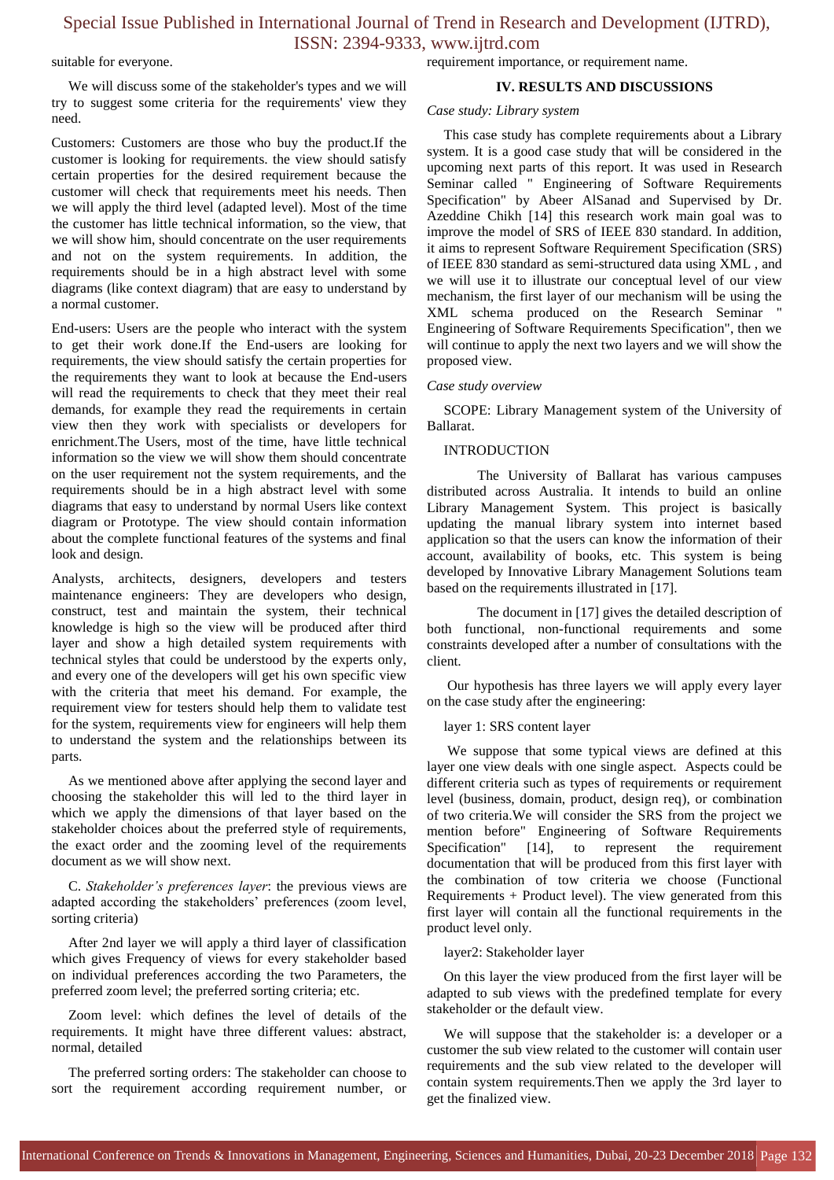suitable for everyone.

We will discuss some of the stakeholder's types and we will try to suggest some criteria for the requirements' view they need.

Customers: Customers are those who buy the product.If the customer is looking for requirements. the view should satisfy certain properties for the desired requirement because the customer will check that requirements meet his needs. Then we will apply the third level (adapted level). Most of the time the customer has little technical information, so the view, that we will show him, should concentrate on the user requirements and not on the system requirements. In addition, the requirements should be in a high abstract level with some diagrams (like context diagram) that are easy to understand by a normal customer.

End-users: Users are the people who interact with the system to get their work done.If the End-users are looking for requirements, the view should satisfy the certain properties for the requirements they want to look at because the End-users will read the requirements to check that they meet their real demands, for example they read the requirements in certain view then they work with specialists or developers for enrichment.The Users, most of the time, have little technical information so the view we will show them should concentrate on the user requirement not the system requirements, and the requirements should be in a high abstract level with some diagrams that easy to understand by normal Users like context diagram or Prototype. The view should contain information about the complete functional features of the systems and final look and design.

Analysts, architects, designers, developers and testers maintenance engineers: They are developers who design, construct, test and maintain the system, their technical knowledge is high so the view will be produced after third layer and show a high detailed system requirements with technical styles that could be understood by the experts only, and every one of the developers will get his own specific view with the criteria that meet his demand. For example, the requirement view for testers should help them to validate test for the system, requirements view for engineers will help them to understand the system and the relationships between its parts.

As we mentioned above after applying the second layer and choosing the stakeholder this will led to the third layer in which we apply the dimensions of that layer based on the stakeholder choices about the preferred style of requirements, the exact order and the zooming level of the requirements document as we will show next.

C. *Stakeholder's preferences layer*: the previous views are adapted according the stakeholders' preferences (zoom level, sorting criteria)

After 2nd layer we will apply a third layer of classification which gives Frequency of views for every stakeholder based on individual preferences according the two Parameters, the preferred zoom level; the preferred sorting criteria; etc.

Zoom level: which defines the level of details of the requirements. It might have three different values: abstract, normal, detailed

The preferred sorting orders: The stakeholder can choose to sort the requirement according requirement number, or requirement importance, or requirement name.

## IV. RESULTS AND DISCUSSIONS

*Case study: Library system*

This case study has complete requirements about a Library system. It is a good case study that will be considered in the upcoming next parts of this report. It was used in Research Seminar called " Engineering of Software Requirements Specification" by Abeer AlSanad and Supervised by Dr. Azeddine Chikh [14] this research work main goal was to improve the model of SRS of IEEE 830 standard. In addition, it aims to represent Software Requirement Specification (SRS) of IEEE 830 standard as semi-structured data using XML , and we will use it to illustrate our conceptual level of our view mechanism, the first layer of our mechanism will be using the XML schema produced on the Research Seminar " Engineering of Software Requirements Specification", then we will continue to apply the next two layers and we will show the proposed view.

*Case study overview*

SCOPE: Library Management system of the University of Ballarat.

INTRODUCTION

The University of Ballarat has various campuses distributed across Australia. It intends to build an online Library Management System. This project is basically updating the manual library system into internet based application so that the users can know the information of their account, availability of books, etc. This system is being developed by Innovative Library Management Solutions team based on the requirements illustrated in [17].

The document in [17] gives the detailed description of both functional, non-functional requirements and some constraints developed after a number of consultations with the client.

Our hypothesis has three layers we will apply every layer on the case study after the engineering:

layer 1: SRS content layer

We suppose that some typical views are defined at this layer one view deals with one single aspect. Aspects could be different criteria such as types of requirements or requirement level (business, domain, product, design req), or combination of two criteria.We will consider the SRS from the project we mention before" Engineering of Software Requirements Specification" [14], to represent the requirement documentation that will be produced from this first layer with the combination of tow criteria we choose (Functional Requirements + Product level). The view generated from this first layer will contain all the functional requirements in the product level only.

layer2: Stakeholder layer

On this layer the view produced from the first layer will be adapted to sub views with the predefined template for every stakeholder or the default view.

We will suppose that the stakeholder is: a developer or a customer the sub view related to the customer will contain user requirements and the sub view related to the developer will contain system requirements.Then we apply the 3rd layer to get the finalized view.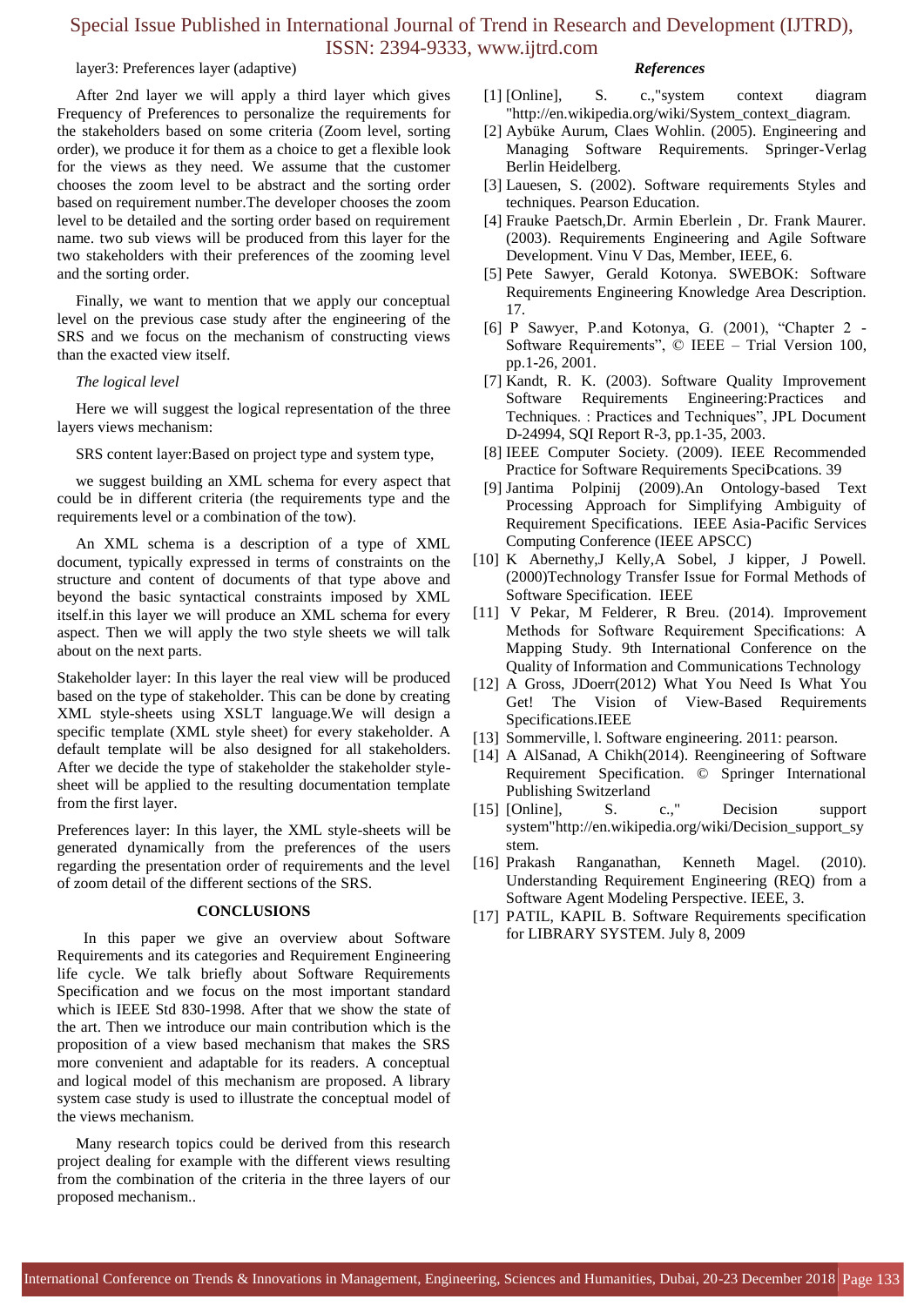layer3: Preferences layer (adaptive)

After 2nd layer we will apply a third layer which gives Frequency of Preferences to personalize the requirements for the stakeholders based on some criteria (Zoom level, sorting order), we produce it for them as a choice to get a flexible look for the views as they need. We assume that the customer chooses the zoom level to be abstract and the sorting order based on requirement number.The developer chooses the zoom level to be detailed and the sorting order based on requirement name. two sub views will be produced from this layer for the two stakeholders with their preferences of the zooming level and the sorting order.

Finally, we want to mention that we apply our conceptual level on the previous case study after the engineering of the SRS and we focus on the mechanism of constructing views than the exacted view itself.

*The logical level*

Here we will suggest the logical representation of the three layers views mechanism:

SRS content layer:Based on project type and system type,

we suggest building an XML schema for every aspect that could be in different criteria (the requirements type and the requirements level or a combination of the tow).

An XML schema is a description of a type of XML document, typically expressed in terms of constraints on the structure and content of documents of that type above and beyond the basic syntactical constraints imposed by XML itself.in this layer we will produce an XML schema for every aspect. Then we will apply the two style sheets we will talk about on the next parts.

Stakeholder layer: In this layer the real view will be produced based on the type of stakeholder. This can be done by creating XML style-sheets using XSLT language.We will design a specific template (XML style sheet) for every stakeholder. A default template will be also designed for all stakeholders. After we decide the type of stakeholder the stakeholder style-sheet will be applied to the resulting documentation template from the first layer.

Preferences layer: In this layer, the XML style-sheets will be generated dynamically from the preferences of the users regarding the presentation order of requirements and the level of zoom detail of the different sections of the SRS.

## CONCLUSIONS

In this paper we give an overview about Software Requirements and its categories and Requirement Engineering life cycle. We talk briefly about Software Requirements Specification and we focus on the most important standard which is IEEE Std 830-1998. After that we show the state of the art. Then we introduce our main contribution which is the proposition of a view based mechanism that makes the SRS more convenient and adaptable for its readers. A conceptual and logical model of this mechanism are proposed. A library system case study is used to illustrate the conceptual model of the views mechanism.

Many research topics could be derived from this research project dealing for example with the different views resulting from the combination of the criteria in the three layers of our proposed mechanism..

### *References*

[1] [Online], S. c.,"system context diagram "http://en.wikipedia.org/wiki/System_context_diagram.

[2] Aybüke Aurum, Claes Wohlin. (2005). Engineering and Managing Software Requirements. Springer-Verlag Berlin Heidelberg.

[3] Lauesen, S. (2002). Software requirements Styles and techniques. Pearson Education.

[4] Frauke Paetsch,Dr. Armin Eberlein , Dr. Frank Maurer. (2003). Requirements Engineering and Agile Software Development. Vinu V Das, Member, IEEE, 6.

[5] Pete Sawyer, Gerald Kotonya. SWEBOK: Software Requirements Engineering Knowledge Area Description. 17.

[6] P Sawyer, P.and Kotonya, G. (2001), "Chapter 2 - Software Requirements", © IEEE – Trial Version 100, pp.1-26, 2001.

[7] Kandt, R. K. (2003). Software Quality Improvement Software Requirements Engineering:Practices and Techniques. : Practices and Techniques", JPL Document D-24994, SQI Report R-3, pp.1-35, 2003.

[8] IEEE Computer Society. (2009). IEEE Recommended Practice for Software Requirements SpeciÞcations. 39

[9] Jantima Polpinij (2009).An Ontology-based Text Processing Approach for Simplifying Ambiguity of Requirement Specifications. IEEE Asia-Pacific Services Computing Conference (IEEE APSCC)

[10] K Abernethy,J Kelly,A Sobel, J kipper, J Powell. (2000)Technology Transfer Issue for Formal Methods of Software Specification. IEEE

[11] V Pekar, M Felderer, R Breu. (2014). Improvement Methods for Software Requirement Specifications: A Mapping Study. 9th International Conference on the Quality of Information and Communications Technology

[12] A Gross, JDoerr(2012) What You Need Is What You Get! The Vision of View-Based Requirements Specifications.IEEE

[13] Sommerville, l. Software engineering. 2011: pearson.

[14] A AlSanad, A Chikh(2014). Reengineering of Software Requirement Specification. © Springer International Publishing Switzerland

[15] [Online], S. c.," Decision support system"http://en.wikipedia.org/wiki/Decision_support_system.

[16] Prakash Ranganathan, Kenneth Magel. (2010). Understanding Requirement Engineering (REQ) from a Software Agent Modeling Perspective. IEEE, 3.

[17] PATIL, KAPIL B. Software Requirements specification for LIBRARY SYSTEM. July 8, 2009